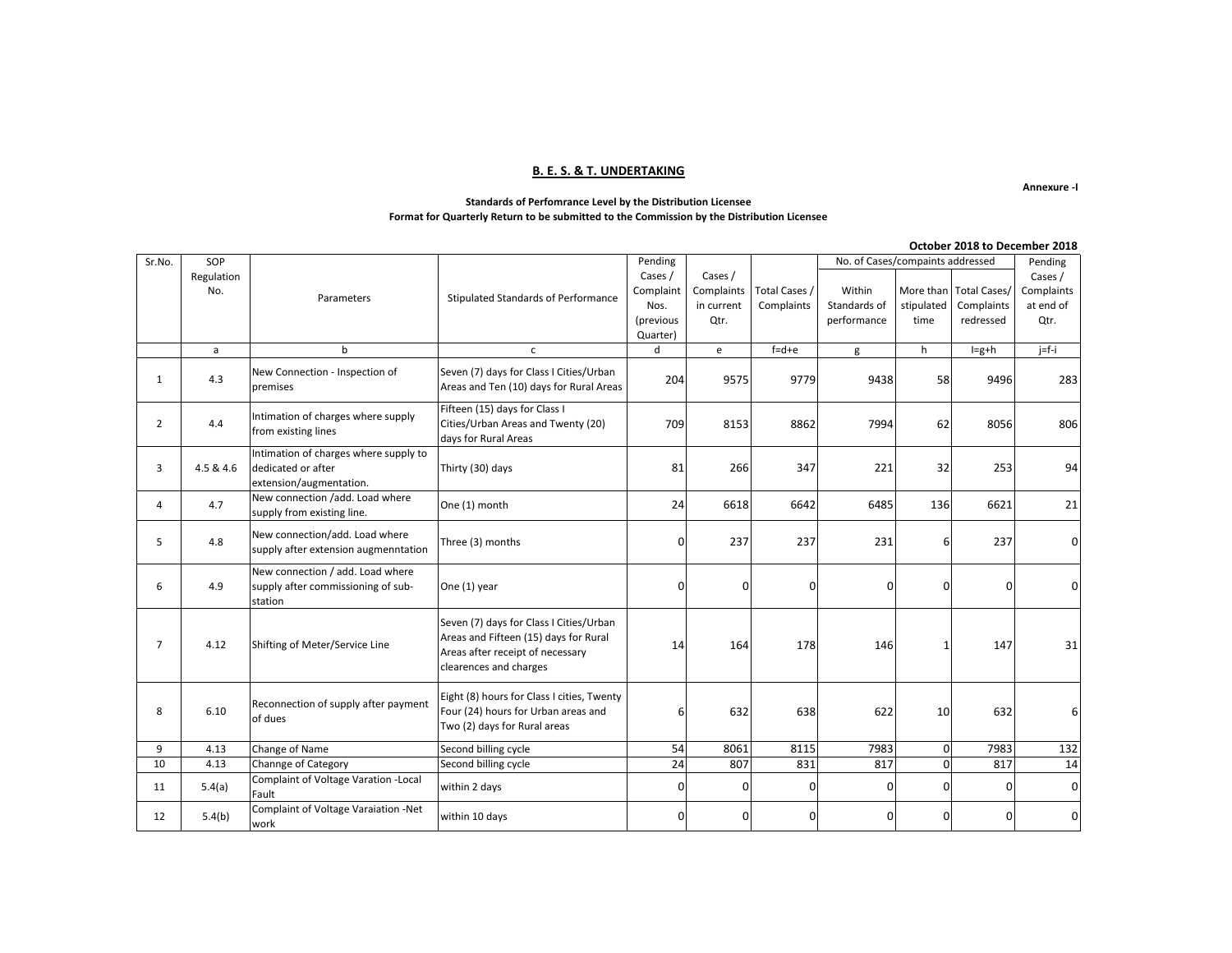## B. E. S. & T. UNDERTAKING

Annexure -I

**Standards of Perfomrance Level by the Distribution Licensee**
**Format for Quarterly Return to be submitted to the Commission by the Distribution Licensee**

**October 2018 to December 2018**

| Sr.No. | SOP Regulation No. | Parameters | Stipulated Standards of Performance | Pending Cases / Complaint Nos. (previous Quarter) | Cases / Complaints in current Qtr. | Total Cases / Complaints | No. of Cases/compaints addressed | | | Pending Cases / Complaints at end of Qtr. |
|---|---|---|---|---|---|---|---|---|---|---|
| | | | | | | | Within Standards of performance | More than stipulated time | Total Cases/ Complaints redressed | |
| | a | b | c | d | e | f=d+e | g | h | I=g+h | j=f-i |
| 1 | 4.3 | New Connection - Inspection of premises | Seven (7) days for Class I Cities/Urban Areas and Ten (10) days for Rural Areas | 204 | 9575 | 9779 | 9438 | 58 | 9496 | 283 |
| 2 | 4.4 | Intimation of charges where supply from existing lines | Fifteen (15) days for Class I Cities/Urban Areas and Twenty (20) days for Rural Areas | 709 | 8153 | 8862 | 7994 | 62 | 8056 | 806 |
| 3 | 4.5 & 4.6 | Intimation of charges where supply to dedicated or after extension/augmentation. | Thirty (30) days | 81 | 266 | 347 | 221 | 32 | 253 | 94 |
| 4 | 4.7 | New connection /add. Load where supply from existing line. | One (1) month | 24 | 6618 | 6642 | 6485 | 136 | 6621 | 21 |
| 5 | 4.8 | New connection/add. Load where supply after extension augmenntation | Three (3) months | 0 | 237 | 237 | 231 | 6 | 237 | 0 |
| 6 | 4.9 | New connection / add. Load where supply after commissioning of sub-station | One (1) year | 0 | 0 | 0 | 0 | 0 | 0 | 0 |
| 7 | 4.12 | Shifting of Meter/Service Line | Seven (7) days for Class I Cities/Urban Areas and Fifteen (15) days for Rural Areas after receipt of necessary clearences and charges | 14 | 164 | 178 | 146 | 1 | 147 | 31 |
| 8 | 6.10 | Reconnection of supply after payment of dues | Eight (8) hours for Class I cities, Twenty Four (24) hours for Urban areas and Two (2) days for Rural areas | 6 | 632 | 638 | 622 | 10 | 632 | 6 |
| 9 | 4.13 | Change of Name | Second billing cycle | 54 | 8061 | 8115 | 7983 | 0 | 7983 | 132 |
| 10 | 4.13 | Channge of Category | Second billing cycle | 24 | 807 | 831 | 817 | 0 | 817 | 14 |
| 11 | 5.4(a) | Complaint of Voltage Varation -Local Fault | within 2 days | 0 | 0 | 0 | 0 | 0 | 0 | 0 |
| 12 | 5.4(b) | Complaint of Voltage Varaiation -Net work | within 10 days | 0 | 0 | 0 | 0 | 0 | 0 | 0 |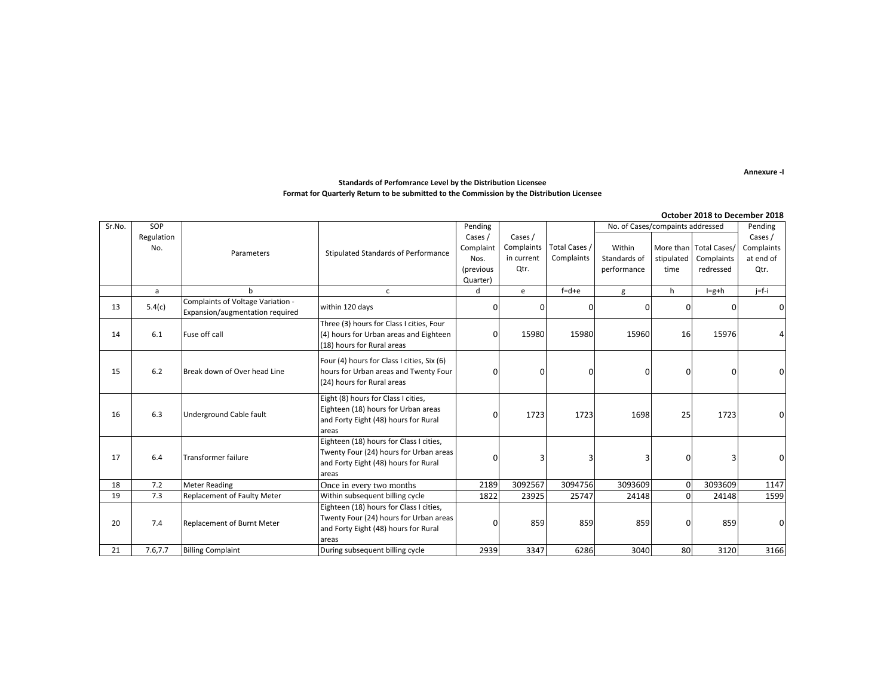Annexure -I

**Standards of Perfomrance Level by the Distribution Licensee**
**Format for Quarterly Return to be submitted to the Commission by the Distribution Licensee**

**October 2018 to December 2018**

| Sr.No. | SOP Regulation No. | Parameters | Stipulated Standards of Performance | Pending Cases / Complaint Nos. (previous Quarter) | Cases / Complaints in current Qtr. | Total Cases / Complaints | No. of Cases/compaints addressed | | | Pending Cases / Complaints at end of Qtr. |
|---|---|---|---|---|---|---|---|---|---|---|
| | | | | | | | Within Standards of performance | More than stipulated time | Total Cases/ Complaints redressed | |
| | a | b | c | d | e | f=d+e | g | h | I=g+h | j=f-i |
| 13 | 5.4(c) | Complaints of Voltage Variation - Expansion/augmentation required | within 120 days | 0 | 0 | 0 | 0 | 0 | 0 | 0 |
| 14 | 6.1 | Fuse off call | Three (3) hours for Class I cities, Four (4) hours for Urban areas and Eighteen (18) hours for Rural areas | 0 | 15980 | 15980 | 15960 | 16 | 15976 | 4 |
| 15 | 6.2 | Break down of Over head Line | Four (4) hours for Class I cities, Six (6) hours for Urban areas and Twenty Four (24) hours for Rural areas | 0 | 0 | 0 | 0 | 0 | 0 | 0 |
| 16 | 6.3 | Underground Cable fault | Eight (8) hours for Class I cities, Eighteen (18) hours for Urban areas and Forty Eight (48) hours for Rural areas | 0 | 1723 | 1723 | 1698 | 25 | 1723 | 0 |
| 17 | 6.4 | Transformer failure | Eighteen (18) hours for Class I cities, Twenty Four (24) hours for Urban areas and Forty Eight (48) hours for Rural areas | 0 | 3 | 3 | 3 | 0 | 3 | 0 |
| 18 | 7.2 | Meter Reading | Once in every two months | 2189 | 3092567 | 3094756 | 3093609 | 0 | 3093609 | 1147 |
| 19 | 7.3 | Replacement of Faulty Meter | Within subsequent billing cycle | 1822 | 23925 | 25747 | 24148 | 0 | 24148 | 1599 |
| 20 | 7.4 | Replacement of Burnt Meter | Eighteen (18) hours for Class I cities, Twenty Four (24) hours for Urban areas and Forty Eight (48) hours for Rural areas | 0 | 859 | 859 | 859 | 0 | 859 | 0 |
| 21 | 7.6,7.7 | Billing Complaint | During subsequent billing cycle | 2939 | 3347 | 6286 | 3040 | 80 | 3120 | 3166 |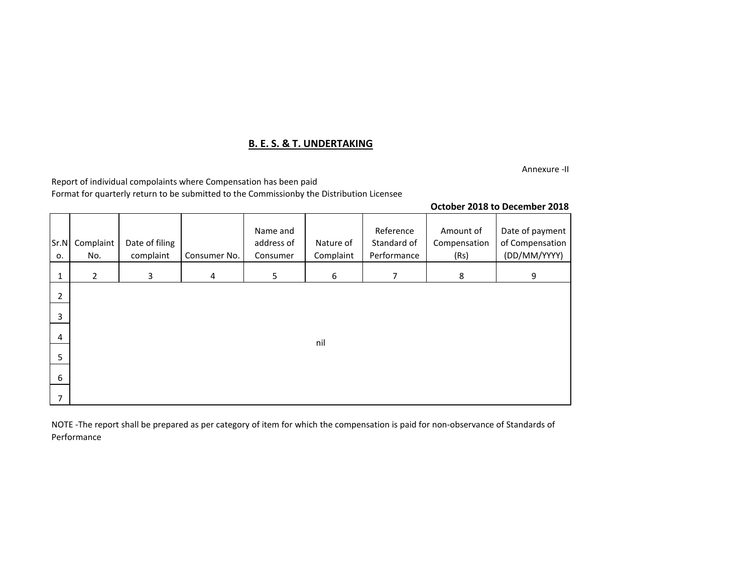## B. E. S. & T. UNDERTAKING

Annexure -II

Report of individual compolaints where Compensation has been paid
Format for quarterly return to be submitted to the Commissionby the Distribution Licensee

**October 2018 to December 2018**

| Sr.No. | Complaint No. | Date of filing complaint | Consumer No. | Name and address of Consumer | Nature of Complaint | Reference Standard of Performance | Amount of Compensation (Rs) | Date of payment of Compensation (DD/MM/YYYY) |
|---|---|---|---|---|---|---|---|---|
| 1 | 2 | 3 | 4 | 5 | 6 | 7 | 8 | 9 |
| 2 | | | | | | | | |
| 3 | | | | | | | | |
| 4 | | | | | nil | | | |
| 5 | | | | | | | | |
| 6 | | | | | | | | |
| 7 | | | | | | | | |

NOTE -The report shall be prepared as per category of item for which the compensation is paid for non-observance of Standards of Performance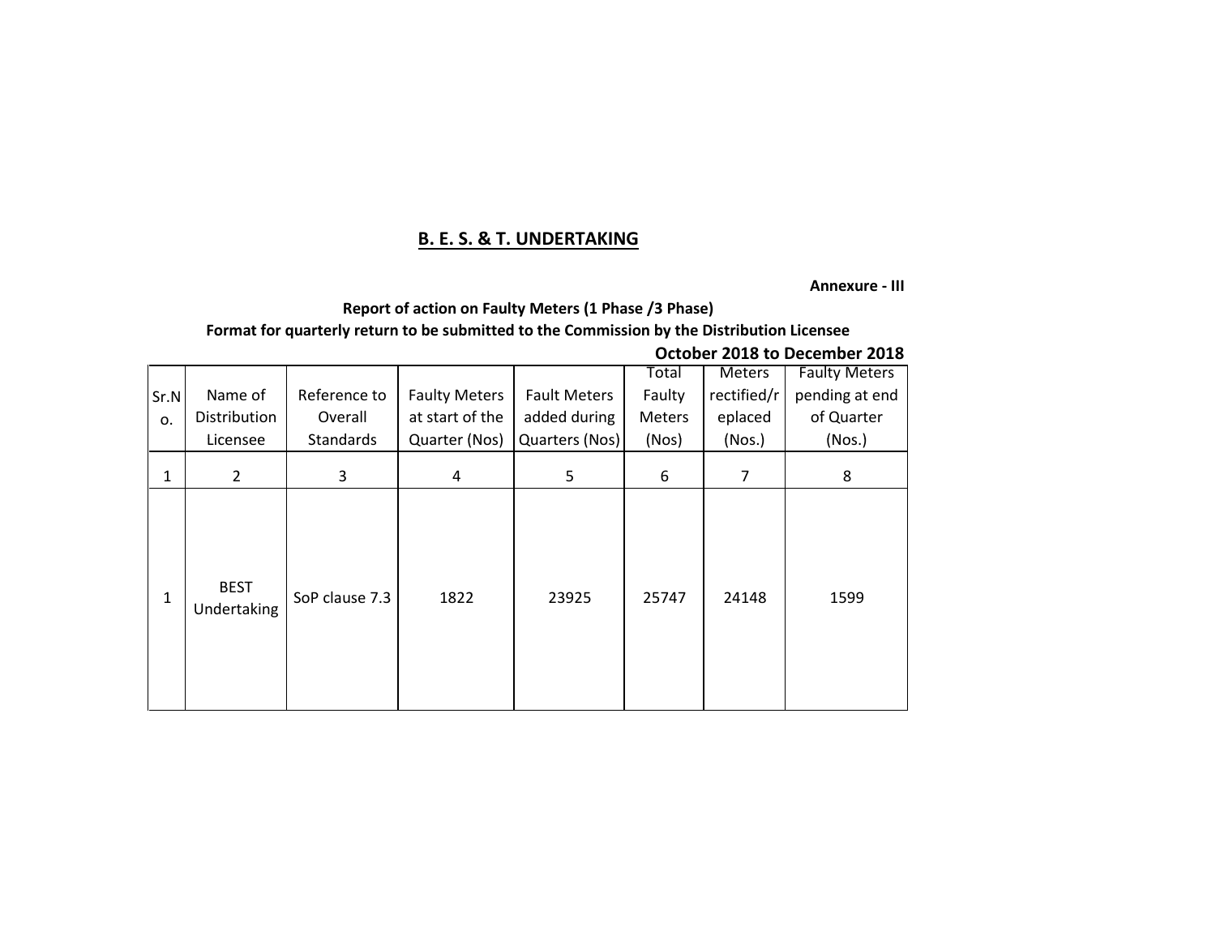## B. E. S. & T. UNDERTAKING

**Annexure - III**

**Report of action on Faulty Meters (1 Phase /3 Phase)**

**Format for quarterly return to be submitted to the Commission by the Distribution Licensee**

**October 2018 to December 2018**

| Sr.No. | Name of Distribution Licensee | Reference to Overall Standards | Faulty Meters at start of the Quarter (Nos) | Fault Meters added during Quarters (Nos) | Total Faulty Meters (Nos) | Meters rectified/replaced (Nos.) | Faulty Meters pending at end of Quarter (Nos.) |
|---|---|---|---|---|---|---|---|
| 1 | 2 | 3 | 4 | 5 | 6 | 7 | 8 |
| 1 | BEST Undertaking | SoP clause 7.3 | 1822 | 23925 | 25747 | 24148 | 1599 |